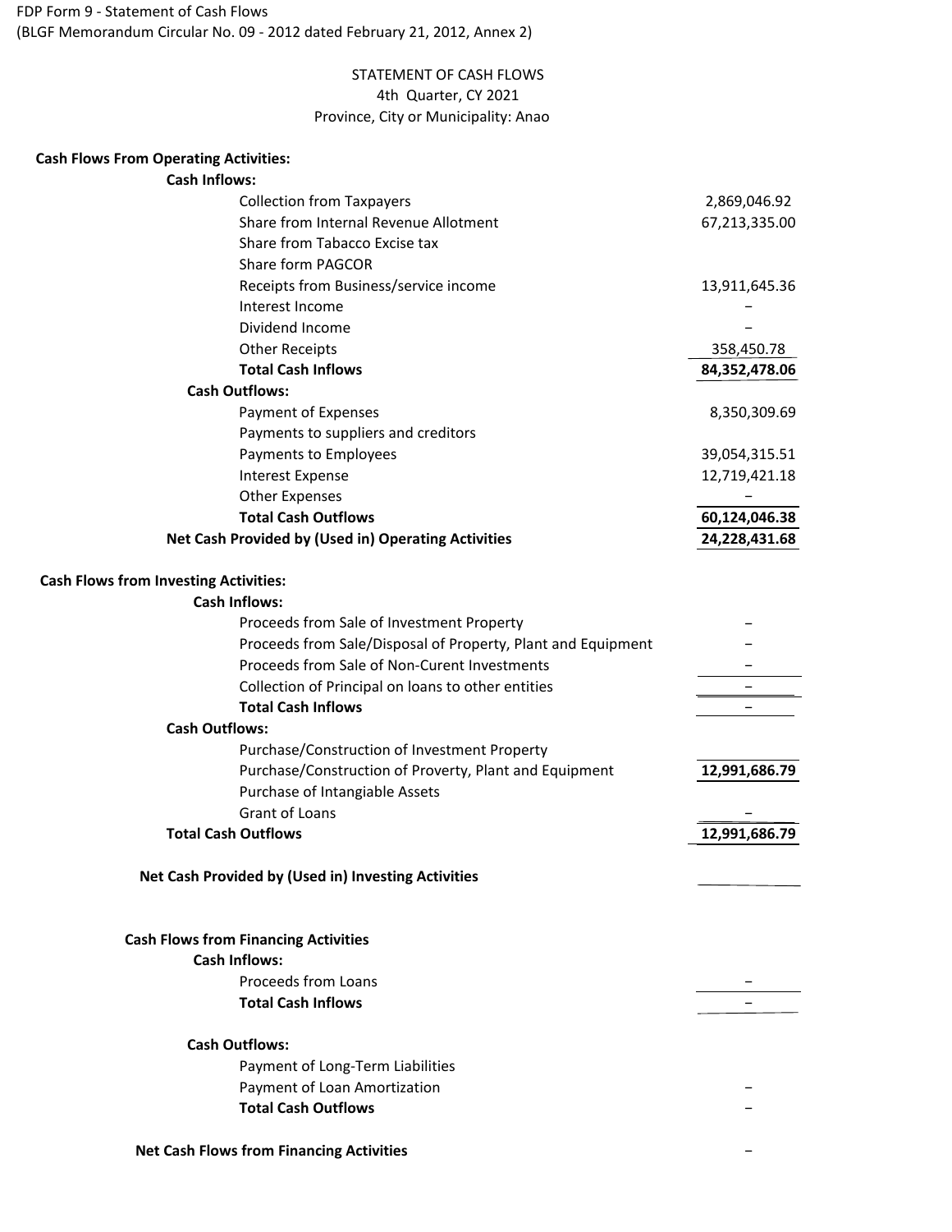FDP Form 9 - Statement of Cash Flows
(BLGF Memorandum Circular No. 09 - 2012 dated February 21, 2012, Annex 2)

# STATEMENT OF CASH FLOWS
4th Quarter, CY 2021
Province, City or Municipality: Anao

| | |
|---|---|
| **Cash Flows From Operating Activities:** | |
| **Cash Inflows:** | |
| Collection from Taxpayers | 2,869,046.92 |
| Share from Internal Revenue Allotment | 67,213,335.00 |
| Share from Tabacco Excise tax | |
| Share form PAGCOR | |
| Receipts from Business/service income | 13,911,645.36 |
| Interest Income | - |
| Dividend Income | - |
| Other Receipts | 358,450.78 |
| **Total Cash Inflows** | **84,352,478.06** |
| **Cash Outflows:** | |
| Payment of Expenses | 8,350,309.69 |
| Payments to suppliers and creditors | |
| Payments to Employees | 39,054,315.51 |
| Interest Expense | 12,719,421.18 |
| Other Expenses | - |
| **Total Cash Outflows** | **60,124,046.38** |
| **Net Cash Provided by (Used in) Operating Activities** | **24,228,431.68** |
| | |
| **Cash Flows from Investing Activities:** | |
| **Cash Inflows:** | |
| Proceeds from Sale of Investment Property | - |
| Proceeds from Sale/Disposal of Property, Plant and Equipment | - |
| Proceeds from Sale of Non-Curent Investments | - |
| Collection of Principal on loans to other entities | - |
| **Total Cash Inflows** | - |
| **Cash Outflows:** | |
| Purchase/Construction of Investment Property | |
| Purchase/Construction of Proverty, Plant and Equipment | **12,991,686.79** |
| Purchase of Intangiable Assets | |
| Grant of Loans | - |
| **Total Cash Outflows** | **12,991,686.79** |
| | |
| **Net Cash Provided by (Used in) Investing Activities** | |
| | |
| **Cash Flows from Financing Activities** | |
| **Cash Inflows:** | |
| Proceeds from Loans | - |
| **Total Cash Inflows** | - |
| | |
| **Cash Outflows:** | |
| Payment of Long-Term Liabilities | |
| Payment of Loan Amortization | - |
| **Total Cash Outflows** | - |
| | |
| **Net Cash Flows from Financing Activities** | - |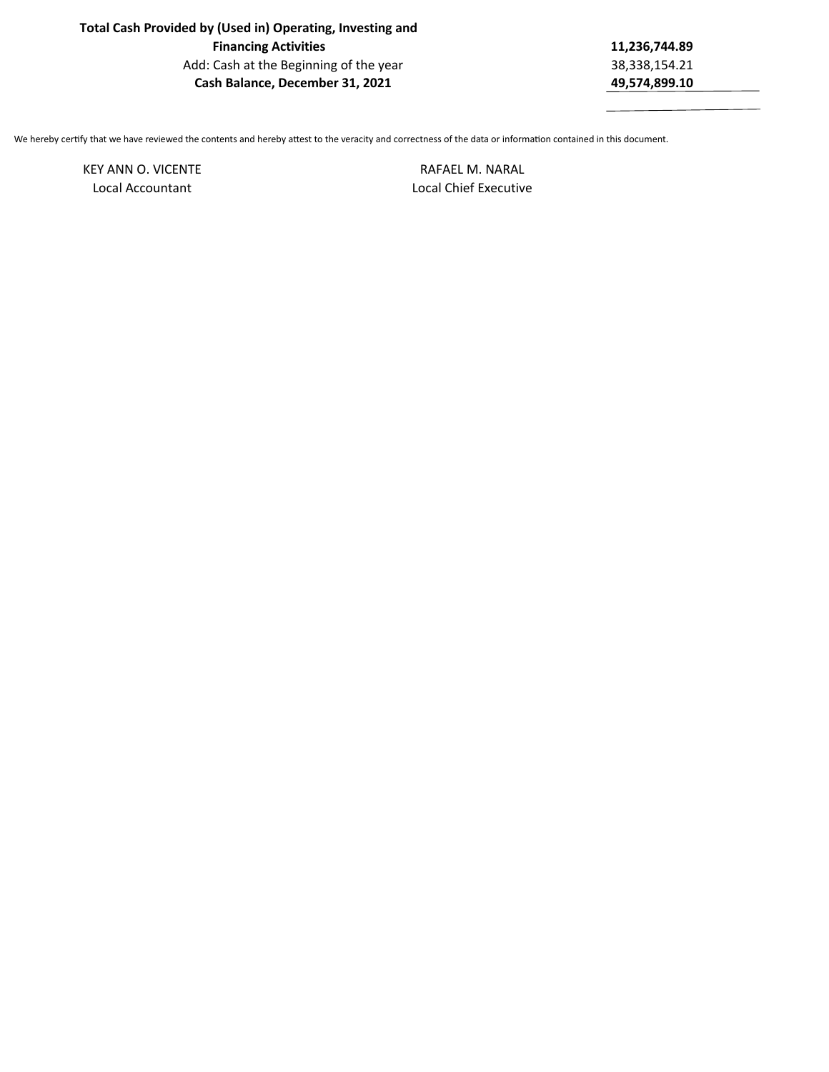| | |
|---|---|
| **Total Cash Provided by (Used in) Operating, Investing and Financing Activities** | **11,236,744.89** |
| Add: Cash at the Beginning of the year | 38,338,154.21 |
| **Cash Balance, December 31, 2021** | **49,574,899.10** |

We hereby certify that we have reviewed the contents and hereby attest to the veracity and correctness of the data or information contained in this document.

| | |
|---|---|
| KEY ANN O. VICENTE | RAFAEL M. NARAL |
| Local Accountant | Local Chief Executive |